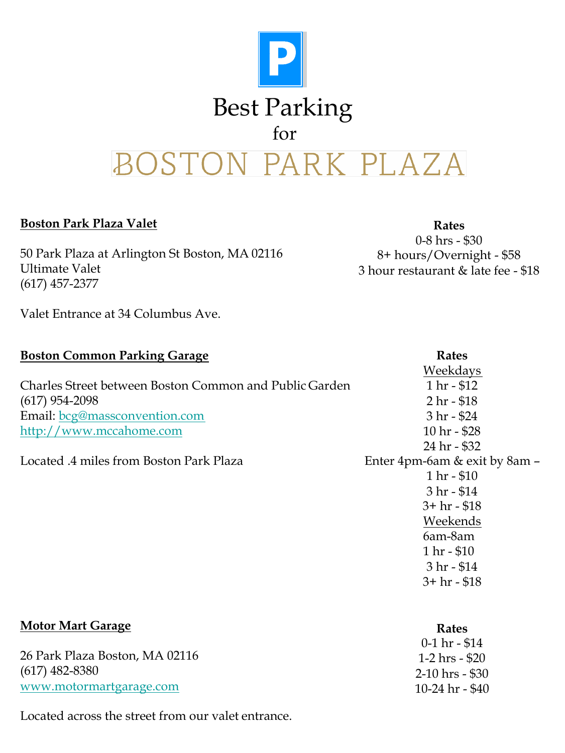P

# Best Parking

for

# BOSTON PARK PLAZA

**Boston Park Plaza Valet**

50 Park Plaza at Arlington St Boston, MA 02116
Ultimate Valet
(617) 457-2377

Valet Entrance at 34 Columbus Ave.

**Rates**
0-8 hrs - $30
8+ hours/Overnight - $58
3 hour restaurant & late fee - $18

**Boston Common Parking Garage**

Charles Street between Boston Common and Public Garden
(617) 954-2098
Email: bcg@massconvention.com
http://www.mccahome.com

Located .4 miles from Boston Park Plaza

**Rates**

Weekdays
1 hr - $12
2 hr - $18
3 hr - $24
10 hr - $28
24 hr - $32

Enter 4pm-6am & exit by 8am –
1 hr - $10
3 hr - $14
3+ hr - $18

Weekends
6am-8am
1 hr - $10
3 hr - $14
3+ hr - $18

**Motor Mart Garage**

26 Park Plaza Boston, MA 02116
(617) 482-8380
www.motormartgarage.com

Located across the street from our valet entrance.

**Rates**
0-1 hr - $14
1-2 hrs - $20
2-10 hrs - $30
10-24 hr - $40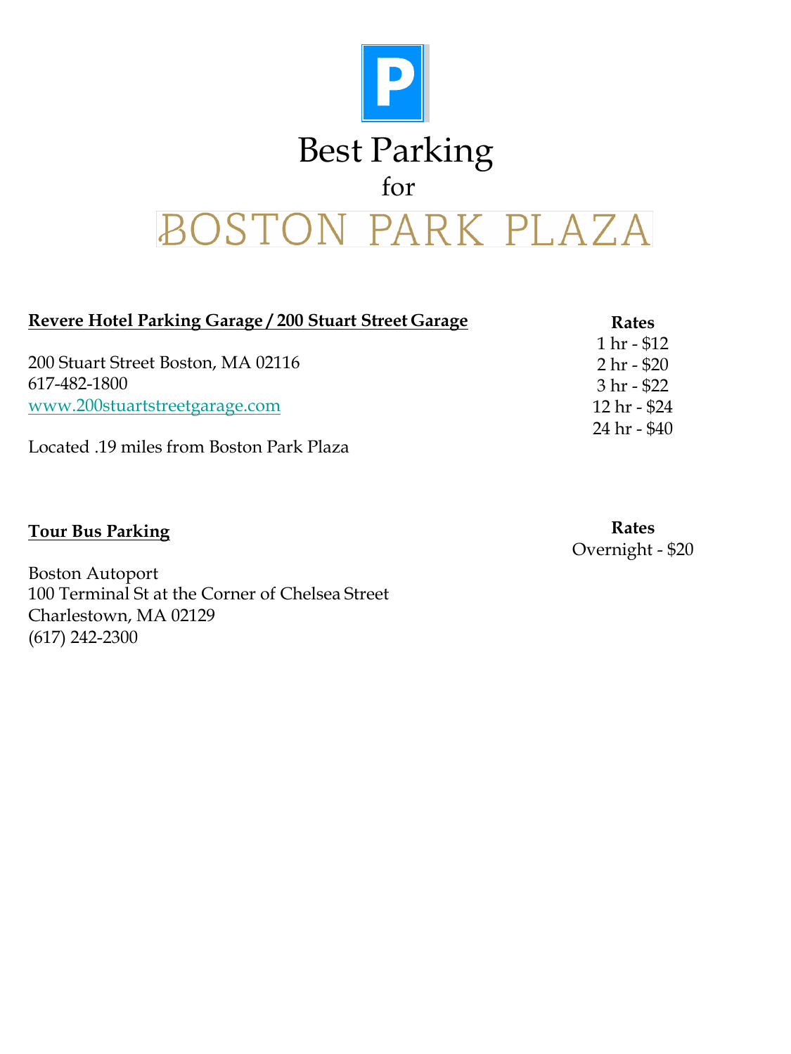# Best Parking

## for

# BOSTON PARK PLAZA

**Revere Hotel Parking Garage / 200 Stuart Street Garage**

200 Stuart Street Boston, MA 02116
617-482-1800
www.200stuartstreetgarage.com

Located .19 miles from Boston Park Plaza

**Rates**
1 hr - $12
2 hr - $20
3 hr - $22
12 hr - $24
24 hr - $40

**Tour Bus Parking**

Boston Autoport
100 Terminal St at the Corner of Chelsea Street
Charlestown, MA 02129
(617) 242-2300

**Rates**
Overnight - $20